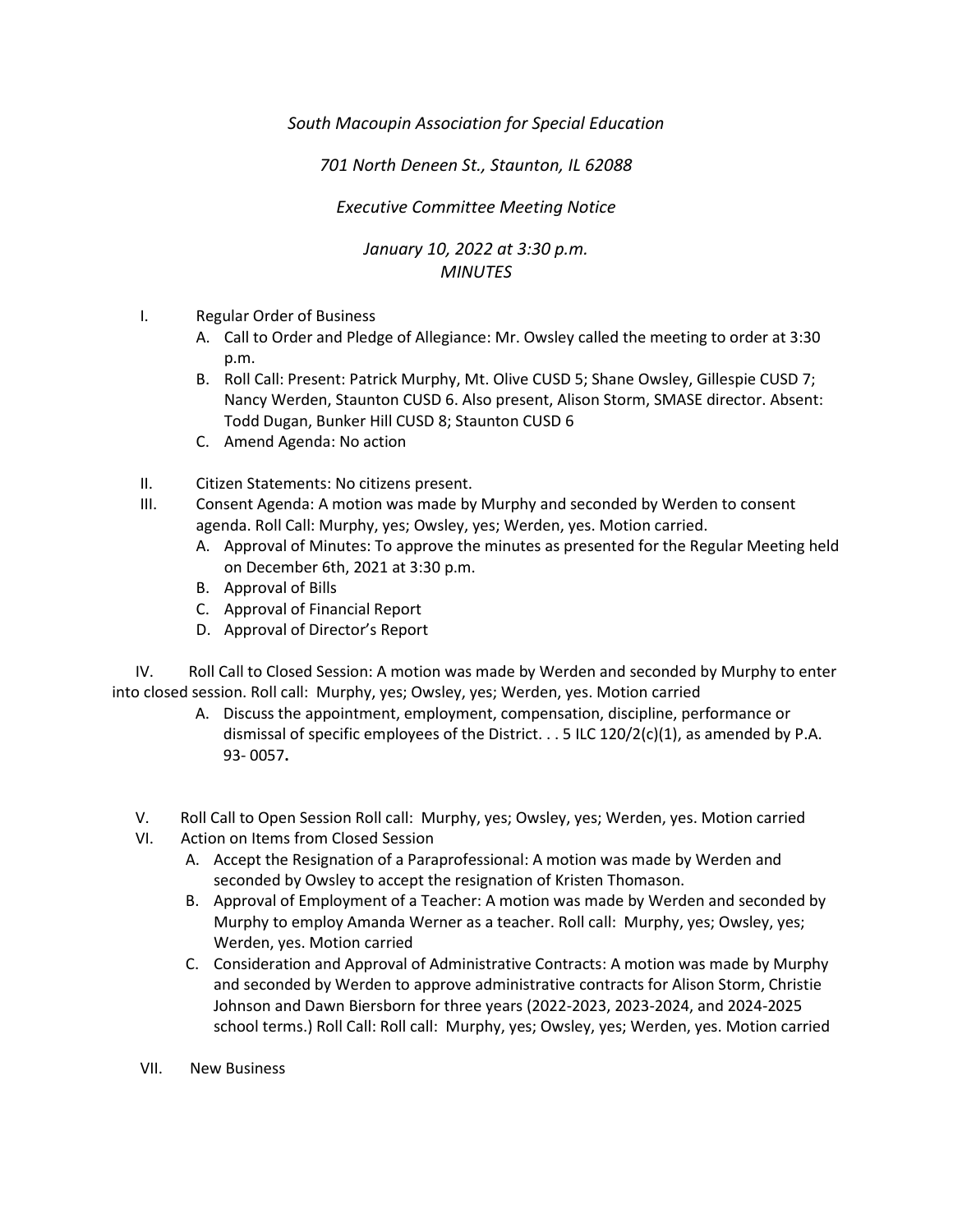*South Macoupin Association for Special Education*

*701 North Deneen St., Staunton, IL 62088*

*Executive Committee Meeting Notice*

*January 10, 2022 at 3:30 p.m.*
*MINUTES*

I. Regular Order of Business
   A. Call to Order and Pledge of Allegiance: Mr. Owsley called the meeting to order at 3:30 p.m.
   B. Roll Call: Present: Patrick Murphy, Mt. Olive CUSD 5; Shane Owsley, Gillespie CUSD 7; Nancy Werden, Staunton CUSD 6. Also present, Alison Storm, SMASE director. Absent: Todd Dugan, Bunker Hill CUSD 8; Staunton CUSD 6
   C. Amend Agenda: No action

II. Citizen Statements: No citizens present.

III. Consent Agenda: A motion was made by Murphy and seconded by Werden to consent agenda. Roll Call: Murphy, yes; Owsley, yes; Werden, yes. Motion carried.
   A. Approval of Minutes: To approve the minutes as presented for the Regular Meeting held on December 6th, 2021 at 3:30 p.m.
   B. Approval of Bills
   C. Approval of Financial Report
   D. Approval of Director's Report

IV. Roll Call to Closed Session: A motion was made by Werden and seconded by Murphy to enter into closed session. Roll call: Murphy, yes; Owsley, yes; Werden, yes. Motion carried
   A. Discuss the appointment, employment, compensation, discipline, performance or dismissal of specific employees of the District. . . 5 ILC 120/2(c)(1), as amended by P.A. 93- 0057**.**

V. Roll Call to Open Session Roll call: Murphy, yes; Owsley, yes; Werden, yes. Motion carried

VI. Action on Items from Closed Session
   A. Accept the Resignation of a Paraprofessional: A motion was made by Werden and seconded by Owsley to accept the resignation of Kristen Thomason.
   B. Approval of Employment of a Teacher: A motion was made by Werden and seconded by Murphy to employ Amanda Werner as a teacher. Roll call: Murphy, yes; Owsley, yes; Werden, yes. Motion carried
   C. Consideration and Approval of Administrative Contracts: A motion was made by Murphy and seconded by Werden to approve administrative contracts for Alison Storm, Christie Johnson and Dawn Biersborn for three years (2022-2023, 2023-2024, and 2024-2025 school terms.) Roll Call: Roll call: Murphy, yes; Owsley, yes; Werden, yes. Motion carried

VII. New Business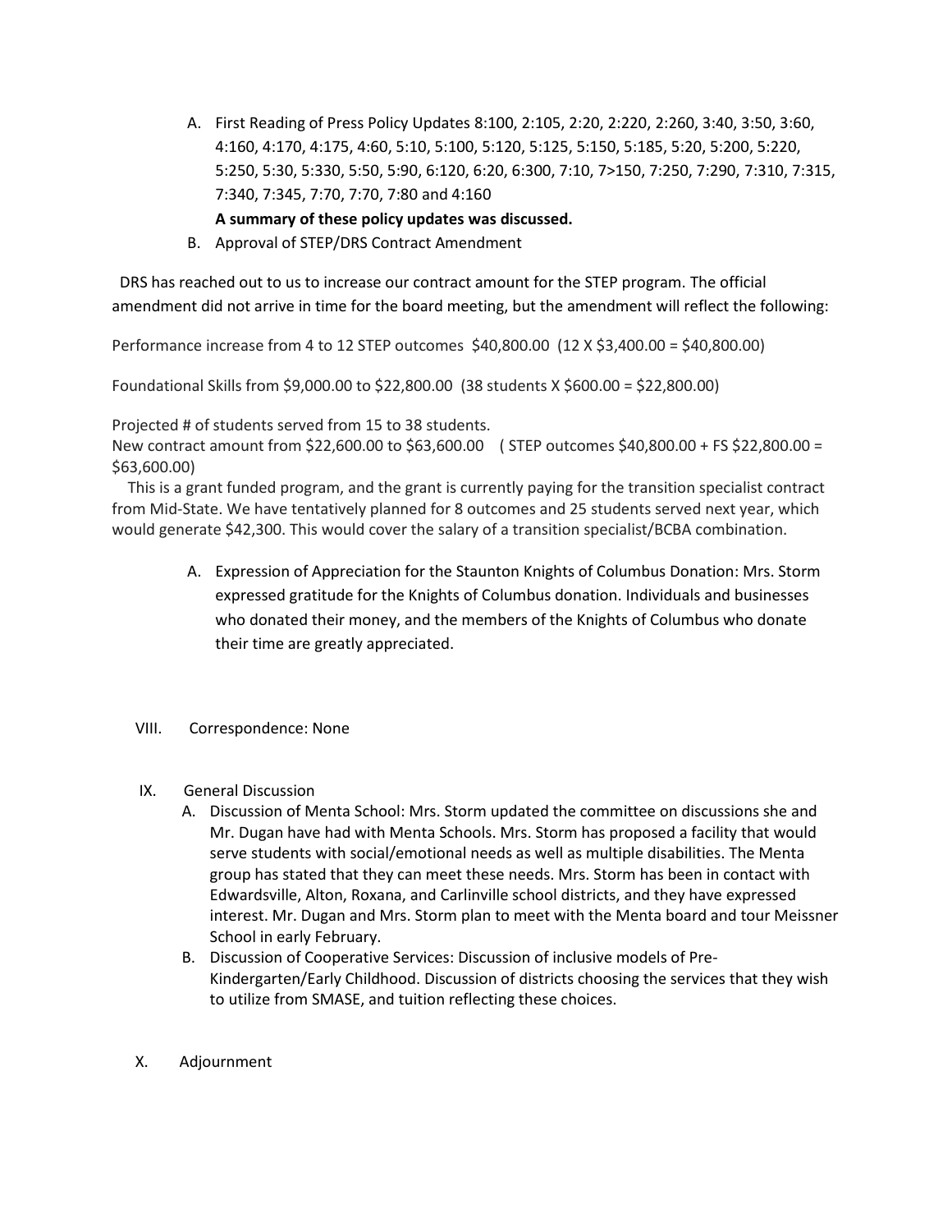A. First Reading of Press Policy Updates 8:100, 2:105, 2:20, 2:220, 2:260, 3:40, 3:50, 3:60, 4:160, 4:170, 4:175, 4:60, 5:10, 5:100, 5:120, 5:125, 5:150, 5:185, 5:20, 5:200, 5:220, 5:250, 5:30, 5:330, 5:50, 5:90, 6:120, 6:20, 6:300, 7:10, 7>150, 7:250, 7:290, 7:310, 7:315, 7:340, 7:345, 7:70, 7:70, 7:80 and 4:160

   **A summary of these policy updates was discussed.**

B. Approval of STEP/DRS Contract Amendment

DRS has reached out to us to increase our contract amount for the STEP program. The official amendment did not arrive in time for the board meeting, but the amendment will reflect the following:

Performance increase from 4 to 12 STEP outcomes $40,800.00 (12 X $3,400.00 = $40,800.00)

Foundational Skills from $9,000.00 to $22,800.00 (38 students X $600.00 = $22,800.00)

Projected # of students served from 15 to 38 students.
New contract amount from $22,600.00 to $63,600.00 ( STEP outcomes $40,800.00 + FS $22,800.00 = $63,600.00)

This is a grant funded program, and the grant is currently paying for the transition specialist contract from Mid-State. We have tentatively planned for 8 outcomes and 25 students served next year, which would generate $42,300. This would cover the salary of a transition specialist/BCBA combination.

A. Expression of Appreciation for the Staunton Knights of Columbus Donation: Mrs. Storm expressed gratitude for the Knights of Columbus donation. Individuals and businesses who donated their money, and the members of the Knights of Columbus who donate their time are greatly appreciated.

VIII. Correspondence: None

IX. General Discussion

A. Discussion of Menta School: Mrs. Storm updated the committee on discussions she and Mr. Dugan have had with Menta Schools. Mrs. Storm has proposed a facility that would serve students with social/emotional needs as well as multiple disabilities. The Menta group has stated that they can meet these needs. Mrs. Storm has been in contact with Edwardsville, Alton, Roxana, and Carlinville school districts, and they have expressed interest. Mr. Dugan and Mrs. Storm plan to meet with the Menta board and tour Meissner School in early February.

B. Discussion of Cooperative Services: Discussion of inclusive models of Pre-Kindergarten/Early Childhood. Discussion of districts choosing the services that they wish to utilize from SMASE, and tuition reflecting these choices.

X. Adjournment